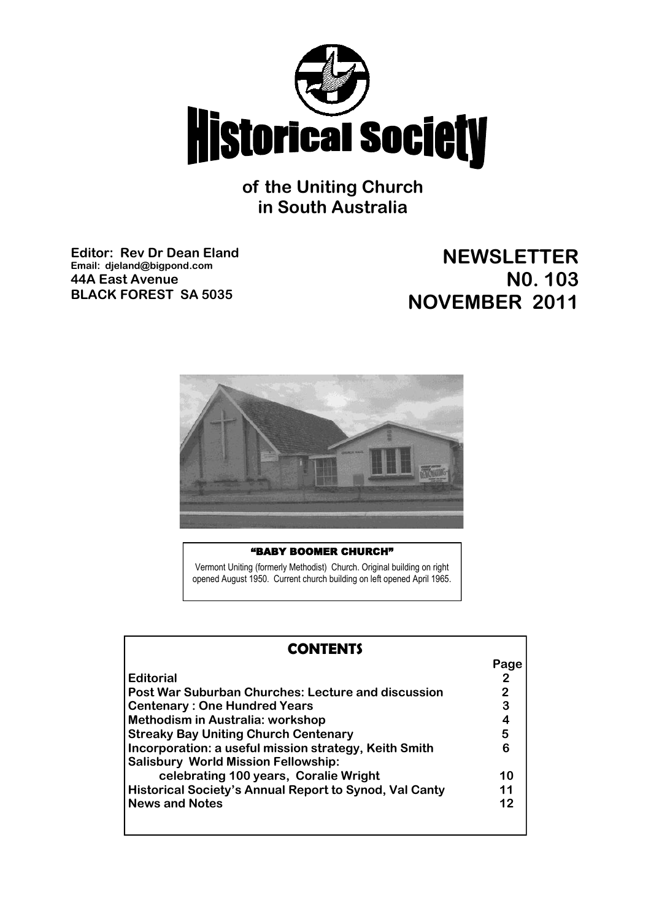# Historical Society

**of the Uniting Church in South Australia**

**Editor: Rev Dr Dean Eland**
**Email: djeland@bigpond.com**
**44A East Avenue**
**BLACK FOREST SA 5035**

## NEWSLETTER
## N0. 103
## NOVEMBER 2011

**"BABY BOOMER CHURCH"**

Vermont Uniting (formerly Methodist) Church. Original building on right opened August 1950. Current church building on left opened April 1965.

### CONTENTS

| | Page |
|---|---|
| **Editorial** | **2** |
| **Post War Suburban Churches: Lecture and discussion** | **2** |
| **Centenary : One Hundred Years** | **3** |
| **Methodism in Australia: workshop** | **4** |
| **Streaky Bay Uniting Church Centenary** | **5** |
| **Incorporation: a useful mission strategy, Keith Smith** | **6** |
| **Salisbury World Mission Fellowship: celebrating 100 years, Coralie Wright** | **10** |
| **Historical Society's Annual Report to Synod, Val Canty** | **11** |
| **News and Notes** | **12** |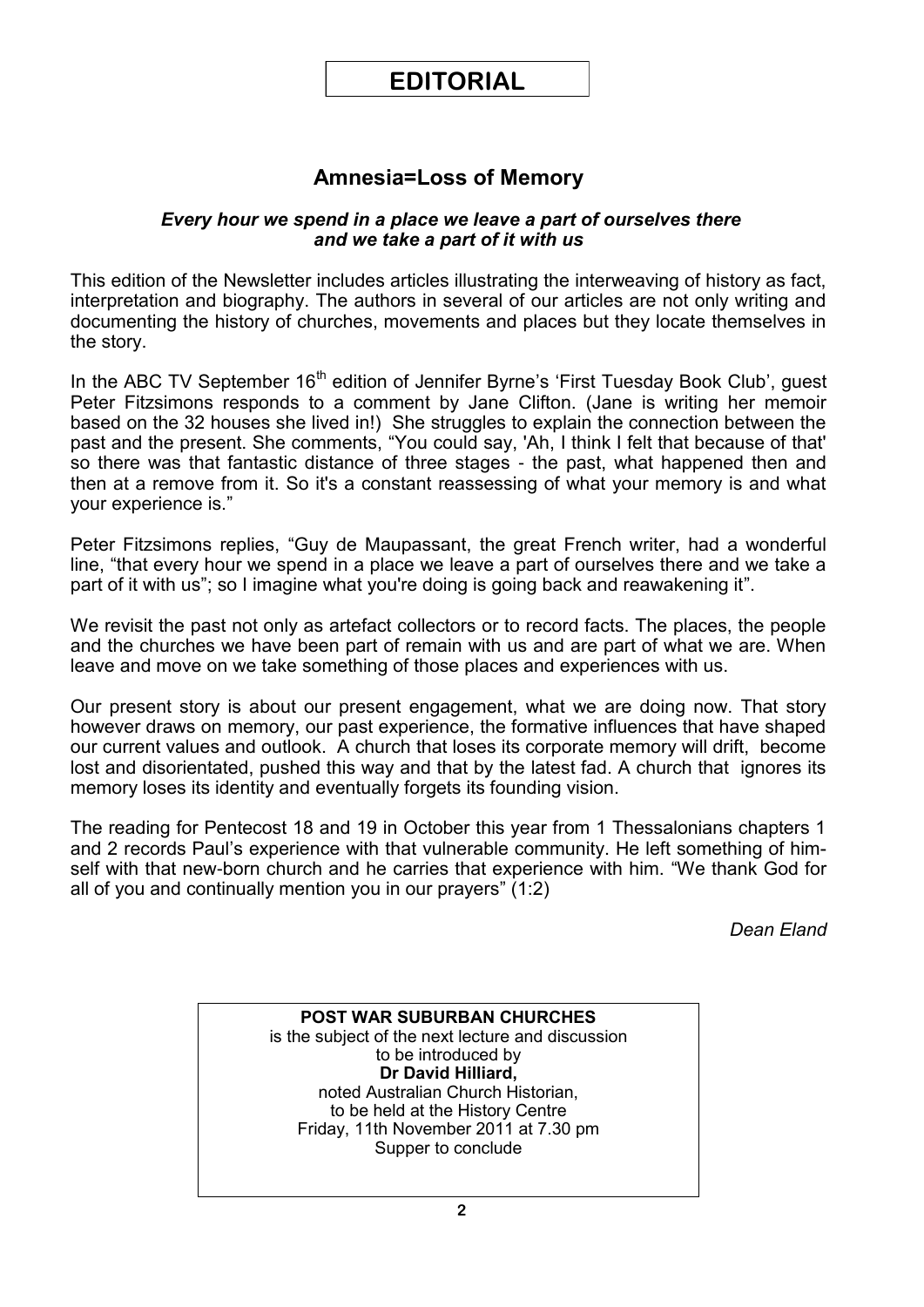# EDITORIAL

## Amnesia=Loss of Memory

***Every hour we spend in a place we leave a part of ourselves there and we take a part of it with us***

This edition of the Newsletter includes articles illustrating the interweaving of history as fact, interpretation and biography. The authors in several of our articles are not only writing and documenting the history of churches, movements and places but they locate themselves in the story.

In the ABC TV September 16th edition of Jennifer Byrne's 'First Tuesday Book Club', guest Peter Fitzsimons responds to a comment by Jane Clifton. (Jane is writing her memoir based on the 32 houses she lived in!) She struggles to explain the connection between the past and the present. She comments, "You could say, 'Ah, I think I felt that because of that' so there was that fantastic distance of three stages - the past, what happened then and then at a remove from it. So it's a constant reassessing of what your memory is and what your experience is."

Peter Fitzsimons replies, "Guy de Maupassant, the great French writer, had a wonderful line, "that every hour we spend in a place we leave a part of ourselves there and we take a part of it with us"; so I imagine what you're doing is going back and reawakening it".

We revisit the past not only as artefact collectors or to record facts. The places, the people and the churches we have been part of remain with us and are part of what we are. When leave and move on we take something of those places and experiences with us.

Our present story is about our present engagement, what we are doing now. That story however draws on memory, our past experience, the formative influences that have shaped our current values and outlook. A church that loses its corporate memory will drift, become lost and disorientated, pushed this way and that by the latest fad. A church that ignores its memory loses its identity and eventually forgets its founding vision.

The reading for Pentecost 18 and 19 in October this year from 1 Thessalonians chapters 1 and 2 records Paul's experience with that vulnerable community. He left something of himself with that new-born church and he carries that experience with him. "We thank God for all of you and continually mention you in our prayers" (1:2)

*Dean Eland*

---

**POST WAR SUBURBAN CHURCHES**
is the subject of the next lecture and discussion
to be introduced by
**Dr David Hilliard,**
noted Australian Church Historian,
to be held at the History Centre
Friday, 11th November 2011 at 7.30 pm
Supper to conclude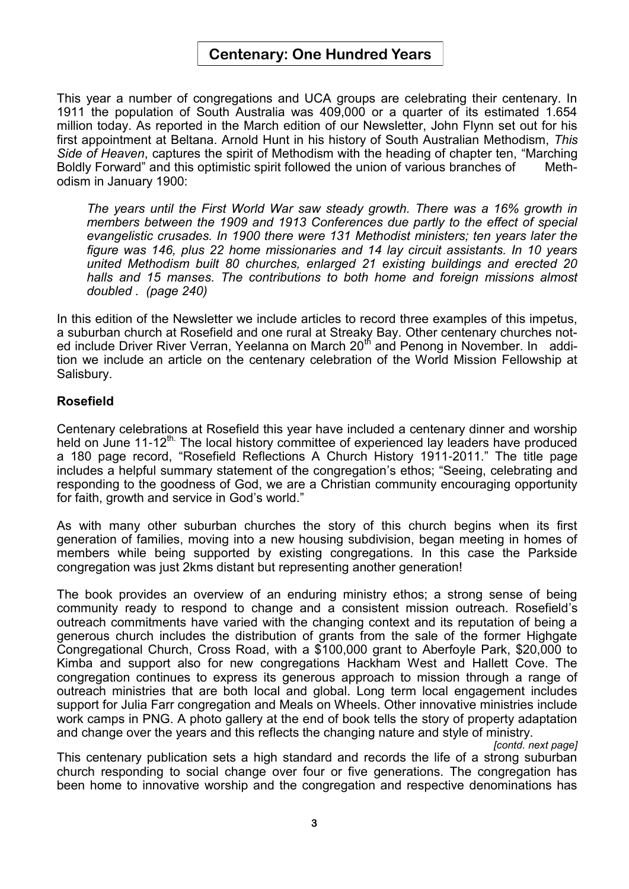## Centenary: One Hundred Years

This year a number of congregations and UCA groups are celebrating their centenary. In 1911 the population of South Australia was 409,000 or a quarter of its estimated 1.654 million today. As reported in the March edition of our Newsletter, John Flynn set out for his first appointment at Beltana. Arnold Hunt in his history of South Australian Methodism, *This Side of Heaven*, captures the spirit of Methodism with the heading of chapter ten, "Marching Boldly Forward" and this optimistic spirit followed the union of various branches of Methodism in January 1900:

> *The years until the First World War saw steady growth. There was a 16% growth in members between the 1909 and 1913 Conferences due partly to the effect of special evangelistic crusades. In 1900 there were 131 Methodist ministers; ten years later the figure was 146, plus 22 home missionaries and 14 lay circuit assistants. In 10 years united Methodism built 80 churches, enlarged 21 existing buildings and erected 20 halls and 15 manses. The contributions to both home and foreign missions almost doubled . (page 240)*

In this edition of the Newsletter we include articles to record three examples of this impetus, a suburban church at Rosefield and one rural at Streaky Bay. Other centenary churches noted include Driver River Verran, Yeelanna on March 20th and Penong in November. In addition we include an article on the centenary celebration of the World Mission Fellowship at Salisbury.

### Rosefield

Centenary celebrations at Rosefield this year have included a centenary dinner and worship held on June 11-12th. The local history committee of experienced lay leaders have produced a 180 page record, "Rosefield Reflections A Church History 1911-2011." The title page includes a helpful summary statement of the congregation's ethos; "Seeing, celebrating and responding to the goodness of God, we are a Christian community encouraging opportunity for faith, growth and service in God's world."

As with many other suburban churches the story of this church begins when its first generation of families, moving into a new housing subdivision, began meeting in homes of members while being supported by existing congregations. In this case the Parkside congregation was just 2kms distant but representing another generation!

The book provides an overview of an enduring ministry ethos; a strong sense of being community ready to respond to change and a consistent mission outreach. Rosefield's outreach commitments have varied with the changing context and its reputation of being a generous church includes the distribution of grants from the sale of the former Highgate Congregational Church, Cross Road, with a $100,000 grant to Aberfoyle Park, $20,000 to Kimba and support also for new congregations Hackham West and Hallett Cove. The congregation continues to express its generous approach to mission through a range of outreach ministries that are both local and global. Long term local engagement includes support for Julia Farr congregation and Meals on Wheels. Other innovative ministries include work camps in PNG. A photo gallery at the end of book tells the story of property adaptation and change over the years and this reflects the changing nature and style of ministry.

*[contd. next page]*

This centenary publication sets a high standard and records the life of a strong suburban church responding to social change over four or five generations. The congregation has been home to innovative worship and the congregation and respective denominations has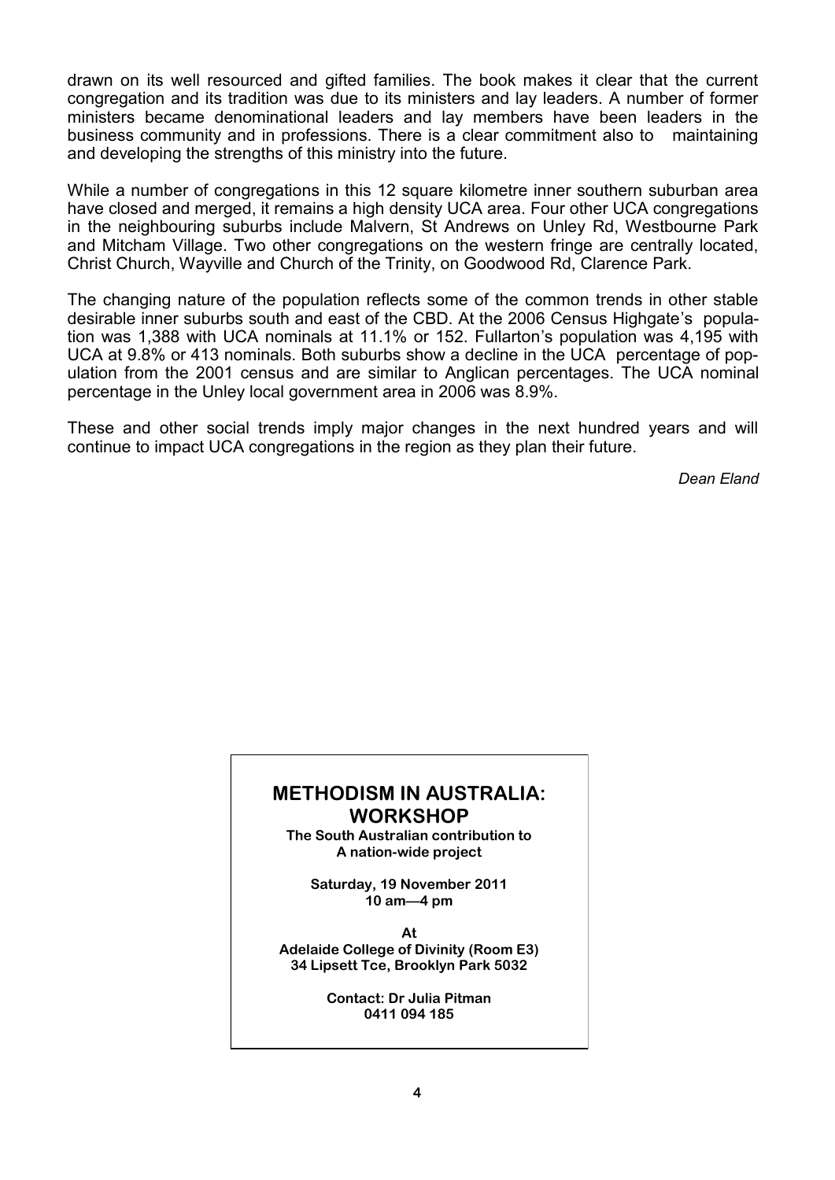drawn on its well resourced and gifted families. The book makes it clear that the current congregation and its tradition was due to its ministers and lay leaders. A number of former ministers became denominational leaders and lay members have been leaders in the business community and in professions. There is a clear commitment also to maintaining and developing the strengths of this ministry into the future.

While a number of congregations in this 12 square kilometre inner southern suburban area have closed and merged, it remains a high density UCA area. Four other UCA congregations in the neighbouring suburbs include Malvern, St Andrews on Unley Rd, Westbourne Park and Mitcham Village. Two other congregations on the western fringe are centrally located, Christ Church, Wayville and Church of the Trinity, on Goodwood Rd, Clarence Park.

The changing nature of the population reflects some of the common trends in other stable desirable inner suburbs south and east of the CBD. At the 2006 Census Highgate's population was 1,388 with UCA nominals at 11.1% or 152. Fullarton's population was 4,195 with UCA at 9.8% or 413 nominals. Both suburbs show a decline in the UCA percentage of population from the 2001 census and are similar to Anglican percentages. The UCA nominal percentage in the Unley local government area in 2006 was 8.9%.

These and other social trends imply major changes in the next hundred years and will continue to impact UCA congregations in the region as they plan their future.

*Dean Eland*

---

## METHODISM IN AUSTRALIA: WORKSHOP

**The South Australian contribution to A nation-wide project**

**Saturday, 19 November 2011**
**10 am—4 pm**

**At**
**Adelaide College of Divinity (Room E3)**
**34 Lipsett Tce, Brooklyn Park 5032**

**Contact: Dr Julia Pitman**
**0411 094 185**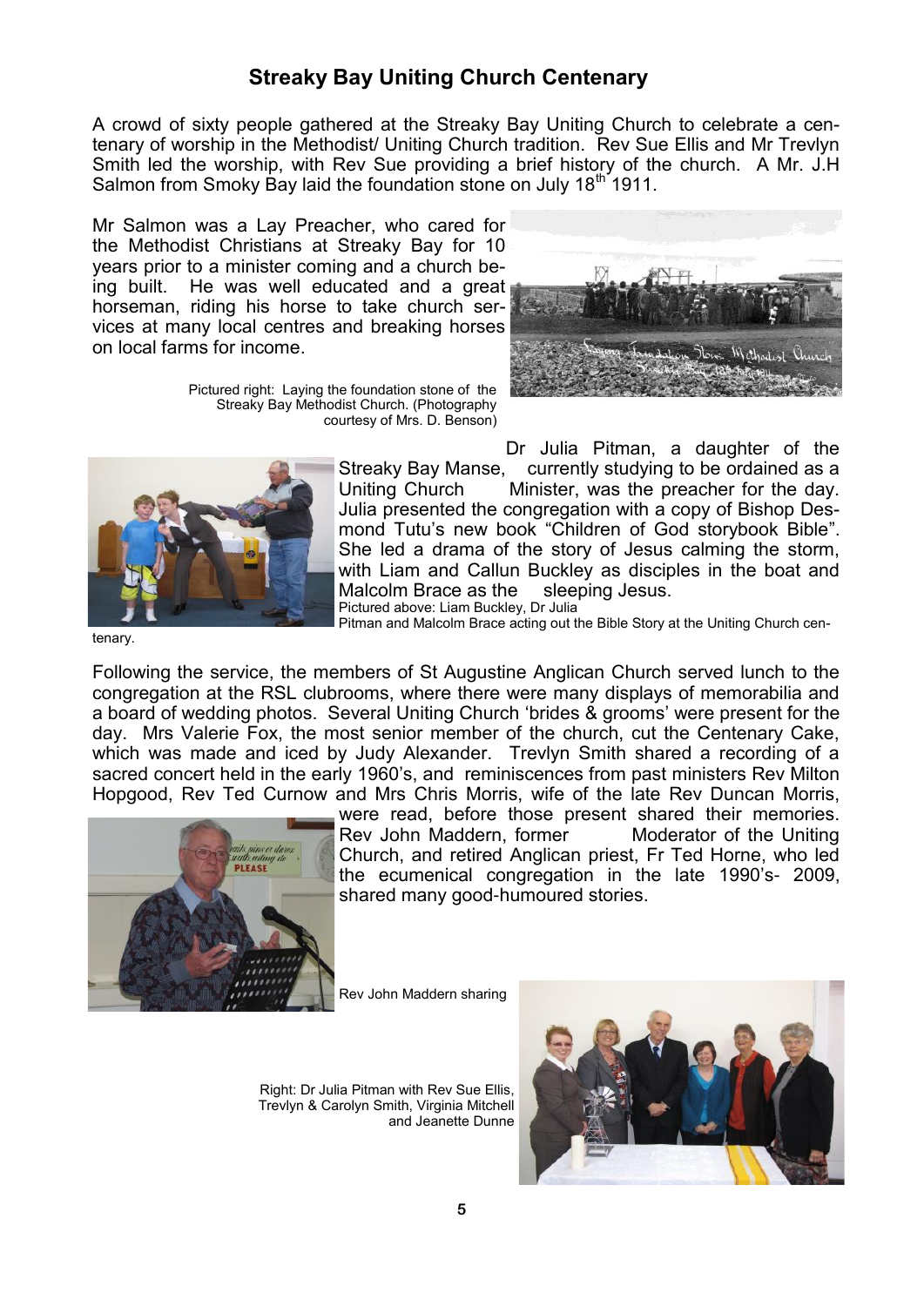## Streaky Bay Uniting Church Centenary

A crowd of sixty people gathered at the Streaky Bay Uniting Church to celebrate a centenary of worship in the Methodist/ Uniting Church tradition. Rev Sue Ellis and Mr Trevlyn Smith led the worship, with Rev Sue providing a brief history of the church. A Mr. J.H Salmon from Smoky Bay laid the foundation stone on July 18th 1911.

Mr Salmon was a Lay Preacher, who cared for the Methodist Christians at Streaky Bay for 10 years prior to a minister coming and a church being built. He was well educated and a great horseman, riding his horse to take church services at many local centres and breaking horses on local farms for income.

Pictured right: Laying the foundation stone of the Streaky Bay Methodist Church. (Photography courtesy of Mrs. D. Benson)

Dr Julia Pitman, a daughter of the Streaky Bay Manse, currently studying to be ordained as a Uniting Church Minister, was the preacher for the day. Julia presented the congregation with a copy of Bishop Desmond Tutu's new book "Children of God storybook Bible". She led a drama of the story of Jesus calming the storm, with Liam and Callun Buckley as disciples in the boat and Malcolm Brace as the sleeping Jesus.

Pictured above: Liam Buckley, Dr Julia Pitman and Malcolm Brace acting out the Bible Story at the Uniting Church centenary.

Following the service, the members of St Augustine Anglican Church served lunch to the congregation at the RSL clubrooms, where there were many displays of memorabilia and a board of wedding photos. Several Uniting Church 'brides & grooms' were present for the day. Mrs Valerie Fox, the most senior member of the church, cut the Centenary Cake, which was made and iced by Judy Alexander. Trevlyn Smith shared a recording of a sacred concert held in the early 1960's, and reminiscences from past ministers Rev Milton Hopgood, Rev Ted Curnow and Mrs Chris Morris, wife of the late Rev Duncan Morris, were read, before those present shared their memories. Rev John Maddern, former Moderator of the Uniting Church, and retired Anglican priest, Fr Ted Horne, who led the ecumenical congregation in the late 1990's- 2009, shared many good-humoured stories.

Rev John Maddern sharing

Right: Dr Julia Pitman with Rev Sue Ellis, Trevlyn & Carolyn Smith, Virginia Mitchell and Jeanette Dunne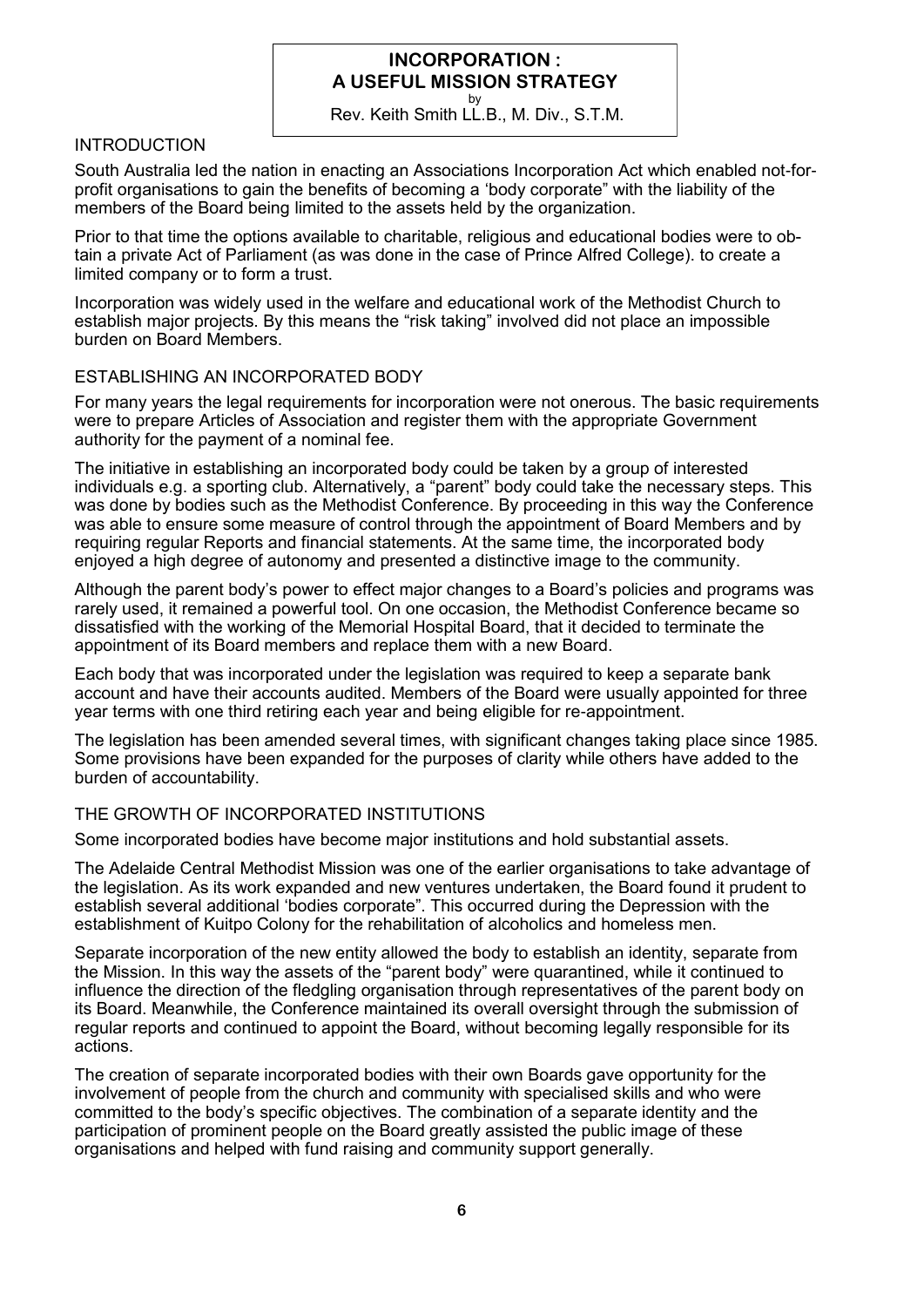# INCORPORATION : A USEFUL MISSION STRATEGY

by

Rev. Keith Smith LL.B., M. Div., S.T.M.

## INTRODUCTION

South Australia led the nation in enacting an Associations Incorporation Act which enabled not-for-profit organisations to gain the benefits of becoming a 'body corporate" with the liability of the members of the Board being limited to the assets held by the organization.

Prior to that time the options available to charitable, religious and educational bodies were to obtain a private Act of Parliament (as was done in the case of Prince Alfred College). to create a limited company or to form a trust.

Incorporation was widely used in the welfare and educational work of the Methodist Church to establish major projects. By this means the "risk taking" involved did not place an impossible burden on Board Members.

## ESTABLISHING AN INCORPORATED BODY

For many years the legal requirements for incorporation were not onerous. The basic requirements were to prepare Articles of Association and register them with the appropriate Government authority for the payment of a nominal fee.

The initiative in establishing an incorporated body could be taken by a group of interested individuals e.g. a sporting club. Alternatively, a "parent" body could take the necessary steps. This was done by bodies such as the Methodist Conference. By proceeding in this way the Conference was able to ensure some measure of control through the appointment of Board Members and by requiring regular Reports and financial statements. At the same time, the incorporated body enjoyed a high degree of autonomy and presented a distinctive image to the community.

Although the parent body's power to effect major changes to a Board's policies and programs was rarely used, it remained a powerful tool. On one occasion, the Methodist Conference became so dissatisfied with the working of the Memorial Hospital Board, that it decided to terminate the appointment of its Board members and replace them with a new Board.

Each body that was incorporated under the legislation was required to keep a separate bank account and have their accounts audited. Members of the Board were usually appointed for three year terms with one third retiring each year and being eligible for re-appointment.

The legislation has been amended several times, with significant changes taking place since 1985. Some provisions have been expanded for the purposes of clarity while others have added to the burden of accountability.

## THE GROWTH OF INCORPORATED INSTITUTIONS

Some incorporated bodies have become major institutions and hold substantial assets.

The Adelaide Central Methodist Mission was one of the earlier organisations to take advantage of the legislation. As its work expanded and new ventures undertaken, the Board found it prudent to establish several additional 'bodies corporate". This occurred during the Depression with the establishment of Kuitpo Colony for the rehabilitation of alcoholics and homeless men.

Separate incorporation of the new entity allowed the body to establish an identity, separate from the Mission. In this way the assets of the "parent body" were quarantined, while it continued to influence the direction of the fledgling organisation through representatives of the parent body on its Board. Meanwhile, the Conference maintained its overall oversight through the submission of regular reports and continued to appoint the Board, without becoming legally responsible for its actions.

The creation of separate incorporated bodies with their own Boards gave opportunity for the involvement of people from the church and community with specialised skills and who were committed to the body's specific objectives. The combination of a separate identity and the participation of prominent people on the Board greatly assisted the public image of these organisations and helped with fund raising and community support generally.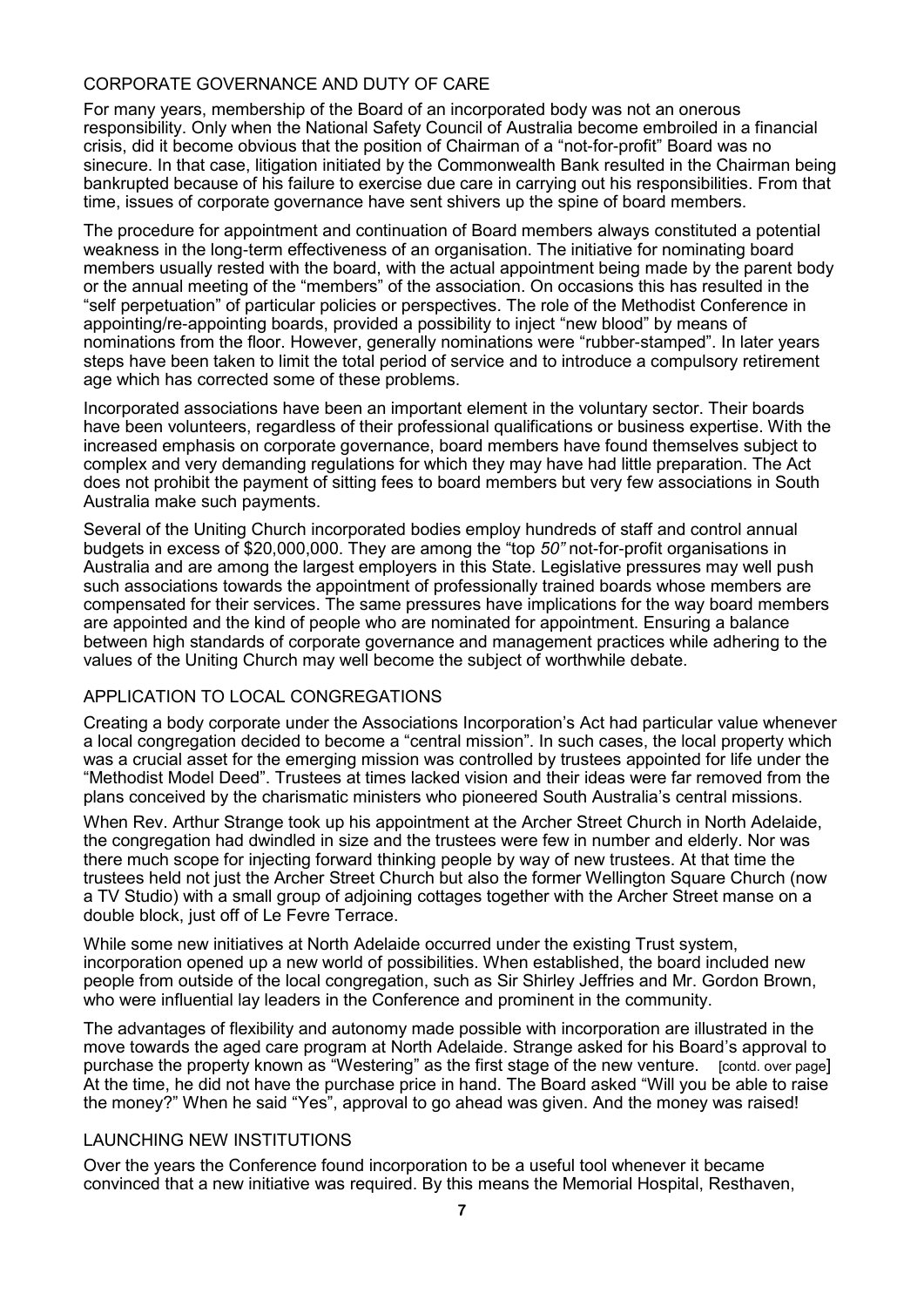## CORPORATE GOVERNANCE AND DUTY OF CARE

For many years, membership of the Board of an incorporated body was not an onerous responsibility. Only when the National Safety Council of Australia become embroiled in a financial crisis, did it become obvious that the position of Chairman of a "not-for-profit" Board was no sinecure. In that case, litigation initiated by the Commonwealth Bank resulted in the Chairman being bankrupted because of his failure to exercise due care in carrying out his responsibilities. From that time, issues of corporate governance have sent shivers up the spine of board members.

The procedure for appointment and continuation of Board members always constituted a potential weakness in the long-term effectiveness of an organisation. The initiative for nominating board members usually rested with the board, with the actual appointment being made by the parent body or the annual meeting of the "members" of the association. On occasions this has resulted in the "self perpetuation" of particular policies or perspectives. The role of the Methodist Conference in appointing/re-appointing boards, provided a possibility to inject "new blood" by means of nominations from the floor. However, generally nominations were "rubber-stamped". In later years steps have been taken to limit the total period of service and to introduce a compulsory retirement age which has corrected some of these problems.

Incorporated associations have been an important element in the voluntary sector. Their boards have been volunteers, regardless of their professional qualifications or business expertise. With the increased emphasis on corporate governance, board members have found themselves subject to complex and very demanding regulations for which they may have had little preparation. The Act does not prohibit the payment of sitting fees to board members but very few associations in South Australia make such payments.

Several of the Uniting Church incorporated bodies employ hundreds of staff and control annual budgets in excess of $20,000,000. They are among the "top *50"* not-for-profit organisations in Australia and are among the largest employers in this State. Legislative pressures may well push such associations towards the appointment of professionally trained boards whose members are compensated for their services. The same pressures have implications for the way board members are appointed and the kind of people who are nominated for appointment. Ensuring a balance between high standards of corporate governance and management practices while adhering to the values of the Uniting Church may well become the subject of worthwhile debate.

## APPLICATION TO LOCAL CONGREGATIONS

Creating a body corporate under the Associations Incorporation's Act had particular value whenever a local congregation decided to become a "central mission". In such cases, the local property which was a crucial asset for the emerging mission was controlled by trustees appointed for life under the "Methodist Model Deed". Trustees at times lacked vision and their ideas were far removed from the plans conceived by the charismatic ministers who pioneered South Australia's central missions.

When Rev. Arthur Strange took up his appointment at the Archer Street Church in North Adelaide, the congregation had dwindled in size and the trustees were few in number and elderly. Nor was there much scope for injecting forward thinking people by way of new trustees. At that time the trustees held not just the Archer Street Church but also the former Wellington Square Church (now a TV Studio) with a small group of adjoining cottages together with the Archer Street manse on a double block, just off of Le Fevre Terrace.

While some new initiatives at North Adelaide occurred under the existing Trust system, incorporation opened up a new world of possibilities. When established, the board included new people from outside of the local congregation, such as Sir Shirley Jeffries and Mr. Gordon Brown, who were influential lay leaders in the Conference and prominent in the community.

The advantages of flexibility and autonomy made possible with incorporation are illustrated in the move towards the aged care program at North Adelaide. Strange asked for his Board's approval to purchase the property known as "Westering" as the first stage of the new venture. [contd. over page] At the time, he did not have the purchase price in hand. The Board asked "Will you be able to raise the money?" When he said "Yes", approval to go ahead was given. And the money was raised!

## LAUNCHING NEW INSTITUTIONS

Over the years the Conference found incorporation to be a useful tool whenever it became convinced that a new initiative was required. By this means the Memorial Hospital, Resthaven,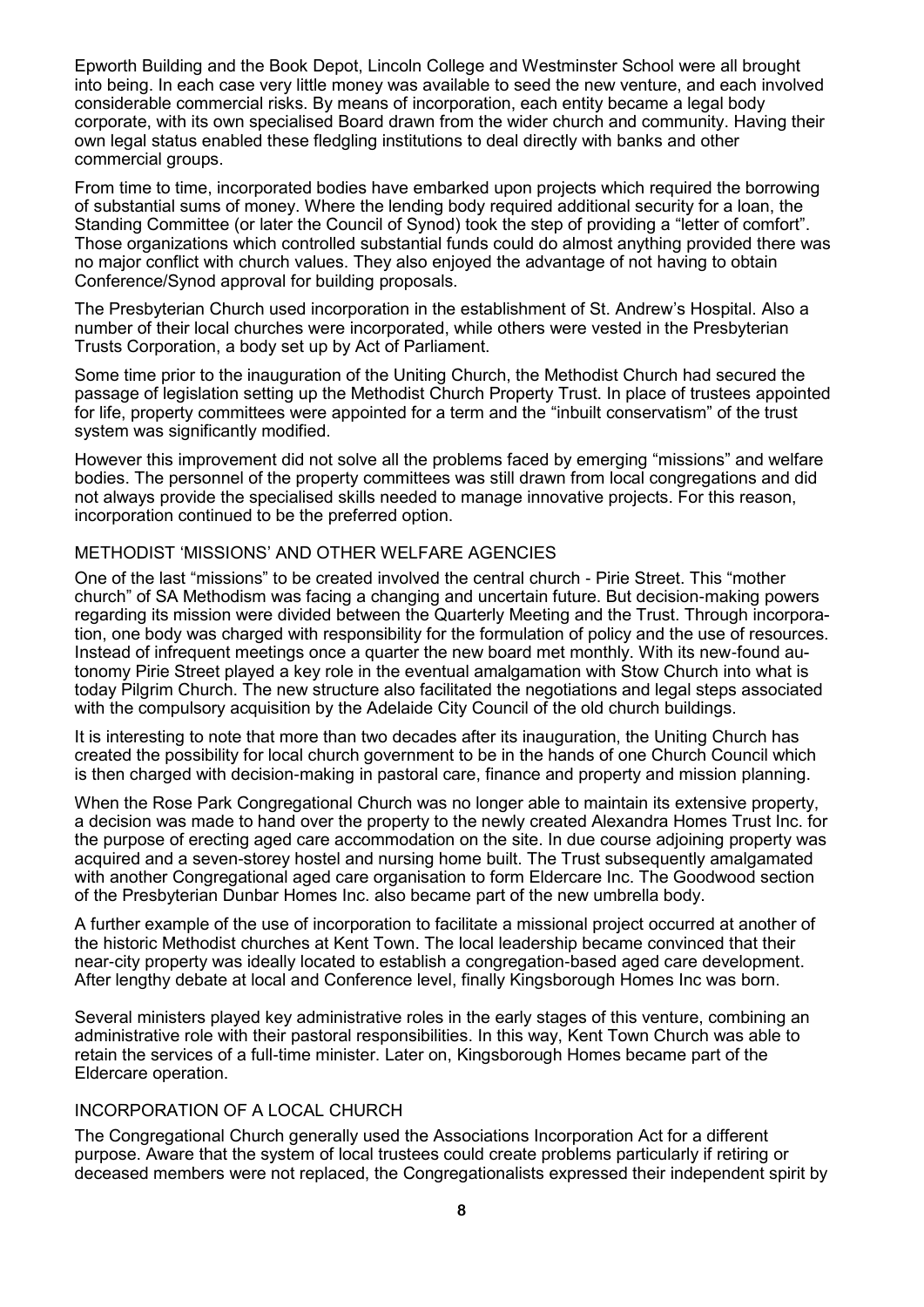Epworth Building and the Book Depot, Lincoln College and Westminster School were all brought into being. In each case very little money was available to seed the new venture, and each involved considerable commercial risks. By means of incorporation, each entity became a legal body corporate, with its own specialised Board drawn from the wider church and community. Having their own legal status enabled these fledgling institutions to deal directly with banks and other commercial groups.

From time to time, incorporated bodies have embarked upon projects which required the borrowing of substantial sums of money. Where the lending body required additional security for a loan, the Standing Committee (or later the Council of Synod) took the step of providing a "letter of comfort". Those organizations which controlled substantial funds could do almost anything provided there was no major conflict with church values. They also enjoyed the advantage of not having to obtain Conference/Synod approval for building proposals.

The Presbyterian Church used incorporation in the establishment of St. Andrew's Hospital. Also a number of their local churches were incorporated, while others were vested in the Presbyterian Trusts Corporation, a body set up by Act of Parliament.

Some time prior to the inauguration of the Uniting Church, the Methodist Church had secured the passage of legislation setting up the Methodist Church Property Trust. In place of trustees appointed for life, property committees were appointed for a term and the "inbuilt conservatism" of the trust system was significantly modified.

However this improvement did not solve all the problems faced by emerging "missions" and welfare bodies. The personnel of the property committees was still drawn from local congregations and did not always provide the specialised skills needed to manage innovative projects. For this reason, incorporation continued to be the preferred option.

## METHODIST 'MISSIONS' AND OTHER WELFARE AGENCIES

One of the last "missions" to be created involved the central church - Pirie Street. This "mother church" of SA Methodism was facing a changing and uncertain future. But decision-making powers regarding its mission were divided between the Quarterly Meeting and the Trust. Through incorporation, one body was charged with responsibility for the formulation of policy and the use of resources. Instead of infrequent meetings once a quarter the new board met monthly. With its new-found autonomy Pirie Street played a key role in the eventual amalgamation with Stow Church into what is today Pilgrim Church. The new structure also facilitated the negotiations and legal steps associated with the compulsory acquisition by the Adelaide City Council of the old church buildings.

It is interesting to note that more than two decades after its inauguration, the Uniting Church has created the possibility for local church government to be in the hands of one Church Council which is then charged with decision-making in pastoral care, finance and property and mission planning.

When the Rose Park Congregational Church was no longer able to maintain its extensive property, a decision was made to hand over the property to the newly created Alexandra Homes Trust Inc. for the purpose of erecting aged care accommodation on the site. In due course adjoining property was acquired and a seven-storey hostel and nursing home built. The Trust subsequently amalgamated with another Congregational aged care organisation to form Eldercare Inc. The Goodwood section of the Presbyterian Dunbar Homes Inc. also became part of the new umbrella body.

A further example of the use of incorporation to facilitate a missional project occurred at another of the historic Methodist churches at Kent Town. The local leadership became convinced that their near-city property was ideally located to establish a congregation-based aged care development. After lengthy debate at local and Conference level, finally Kingsborough Homes Inc was born.

Several ministers played key administrative roles in the early stages of this venture, combining an administrative role with their pastoral responsibilities. In this way, Kent Town Church was able to retain the services of a full-time minister. Later on, Kingsborough Homes became part of the Eldercare operation.

## INCORPORATION OF A LOCAL CHURCH

The Congregational Church generally used the Associations Incorporation Act for a different purpose. Aware that the system of local trustees could create problems particularly if retiring or deceased members were not replaced, the Congregationalists expressed their independent spirit by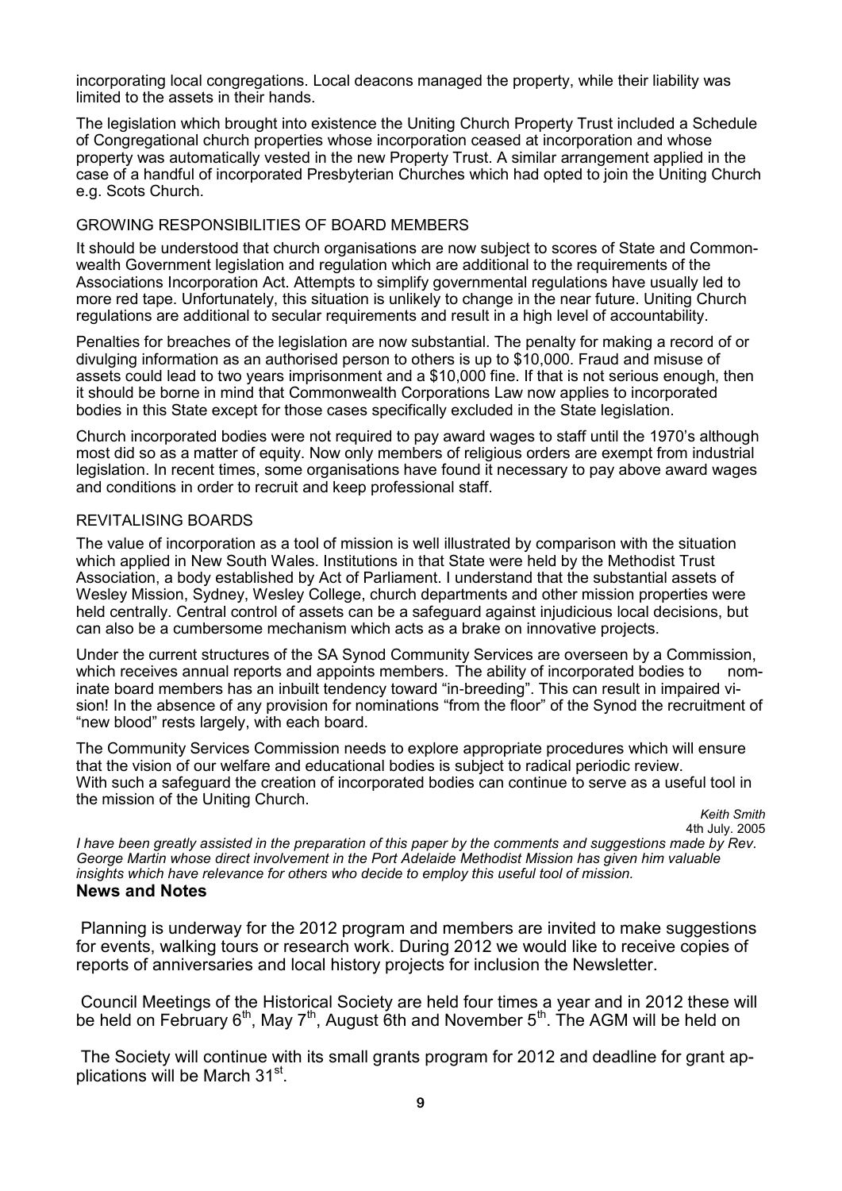incorporating local congregations. Local deacons managed the property, while their liability was limited to the assets in their hands.

The legislation which brought into existence the Uniting Church Property Trust included a Schedule of Congregational church properties whose incorporation ceased at incorporation and whose property was automatically vested in the new Property Trust. A similar arrangement applied in the case of a handful of incorporated Presbyterian Churches which had opted to join the Uniting Church e.g. Scots Church.

### GROWING RESPONSIBILITIES OF BOARD MEMBERS

It should be understood that church organisations are now subject to scores of State and Commonwealth Government legislation and regulation which are additional to the requirements of the Associations Incorporation Act. Attempts to simplify governmental regulations have usually led to more red tape. Unfortunately, this situation is unlikely to change in the near future. Uniting Church regulations are additional to secular requirements and result in a high level of accountability.

Penalties for breaches of the legislation are now substantial. The penalty for making a record of or divulging information as an authorised person to others is up to $10,000. Fraud and misuse of assets could lead to two years imprisonment and a $10,000 fine. If that is not serious enough, then it should be borne in mind that Commonwealth Corporations Law now applies to incorporated bodies in this State except for those cases specifically excluded in the State legislation.

Church incorporated bodies were not required to pay award wages to staff until the 1970's although most did so as a matter of equity. Now only members of religious orders are exempt from industrial legislation. In recent times, some organisations have found it necessary to pay above award wages and conditions in order to recruit and keep professional staff.

### REVITALISING BOARDS

The value of incorporation as a tool of mission is well illustrated by comparison with the situation which applied in New South Wales. Institutions in that State were held by the Methodist Trust Association, a body established by Act of Parliament. I understand that the substantial assets of Wesley Mission, Sydney, Wesley College, church departments and other mission properties were held centrally. Central control of assets can be a safeguard against injudicious local decisions, but can also be a cumbersome mechanism which acts as a brake on innovative projects.

Under the current structures of the SA Synod Community Services are overseen by a Commission, which receives annual reports and appoints members. The ability of incorporated bodies to nominate board members has an inbuilt tendency toward "in-breeding". This can result in impaired vision! In the absence of any provision for nominations "from the floor" of the Synod the recruitment of "new blood" rests largely, with each board.

The Community Services Commission needs to explore appropriate procedures which will ensure that the vision of our welfare and educational bodies is subject to radical periodic review. With such a safeguard the creation of incorporated bodies can continue to serve as a useful tool in the mission of the Uniting Church.

*Keith Smith*
4th July. 2005

*I have been greatly assisted in the preparation of this paper by the comments and suggestions made by Rev. George Martin whose direct involvement in the Port Adelaide Methodist Mission has given him valuable insights which have relevance for others who decide to employ this useful tool of mission.*

## News and Notes

Planning is underway for the 2012 program and members are invited to make suggestions for events, walking tours or research work. During 2012 we would like to receive copies of reports of anniversaries and local history projects for inclusion the Newsletter.

Council Meetings of the Historical Society are held four times a year and in 2012 these will be held on February 6th, May 7th, August 6th and November 5th. The AGM will be held on

The Society will continue with its small grants program for 2012 and deadline for grant applications will be March 31st.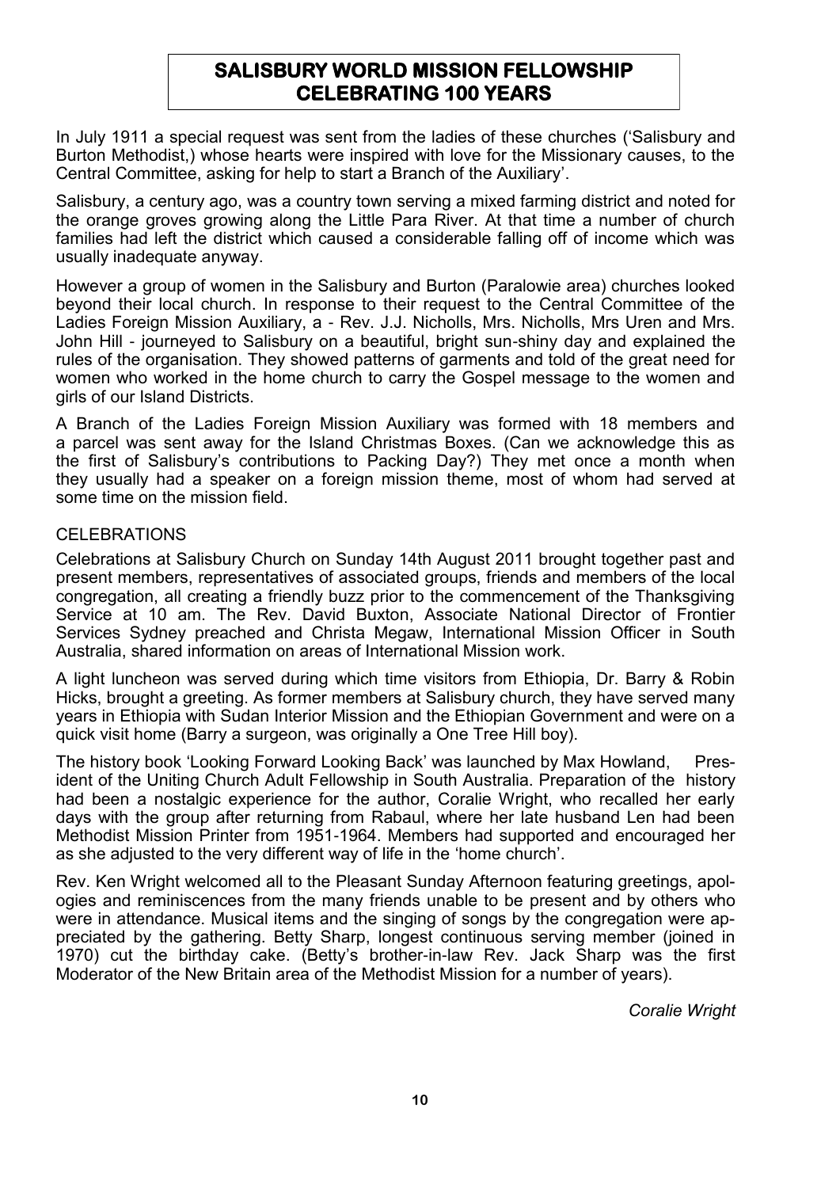# SALISBURY WORLD MISSION FELLOWSHIP CELEBRATING 100 YEARS

In July 1911 a special request was sent from the ladies of these churches ('Salisbury and Burton Methodist,) whose hearts were inspired with love for the Missionary causes, to the Central Committee, asking for help to start a Branch of the Auxiliary'.

Salisbury, a century ago, was a country town serving a mixed farming district and noted for the orange groves growing along the Little Para River. At that time a number of church families had left the district which caused a considerable falling off of income which was usually inadequate anyway.

However a group of women in the Salisbury and Burton (Paralowie area) churches looked beyond their local church. In response to their request to the Central Committee of the Ladies Foreign Mission Auxiliary, a - Rev. J.J. Nicholls, Mrs. Nicholls, Mrs Uren and Mrs. John Hill - journeyed to Salisbury on a beautiful, bright sun-shiny day and explained the rules of the organisation. They showed patterns of garments and told of the great need for women who worked in the home church to carry the Gospel message to the women and girls of our Island Districts.

A Branch of the Ladies Foreign Mission Auxiliary was formed with 18 members and a parcel was sent away for the Island Christmas Boxes. (Can we acknowledge this as the first of Salisbury's contributions to Packing Day?) They met once a month when they usually had a speaker on a foreign mission theme, most of whom had served at some time on the mission field.

## CELEBRATIONS

Celebrations at Salisbury Church on Sunday 14th August 2011 brought together past and present members, representatives of associated groups, friends and members of the local congregation, all creating a friendly buzz prior to the commencement of the Thanksgiving Service at 10 am. The Rev. David Buxton, Associate National Director of Frontier Services Sydney preached and Christa Megaw, International Mission Officer in South Australia, shared information on areas of International Mission work.

A light luncheon was served during which time visitors from Ethiopia, Dr. Barry & Robin Hicks, brought a greeting. As former members at Salisbury church, they have served many years in Ethiopia with Sudan Interior Mission and the Ethiopian Government and were on a quick visit home (Barry a surgeon, was originally a One Tree Hill boy).

The history book 'Looking Forward Looking Back' was launched by Max Howland, President of the Uniting Church Adult Fellowship in South Australia. Preparation of the history had been a nostalgic experience for the author, Coralie Wright, who recalled her early days with the group after returning from Rabaul, where her late husband Len had been Methodist Mission Printer from 1951-1964. Members had supported and encouraged her as she adjusted to the very different way of life in the 'home church'.

Rev. Ken Wright welcomed all to the Pleasant Sunday Afternoon featuring greetings, apologies and reminiscences from the many friends unable to be present and by others who were in attendance. Musical items and the singing of songs by the congregation were appreciated by the gathering. Betty Sharp, longest continuous serving member (joined in 1970) cut the birthday cake. (Betty's brother-in-law Rev. Jack Sharp was the first Moderator of the New Britain area of the Methodist Mission for a number of years).

*Coralie Wright*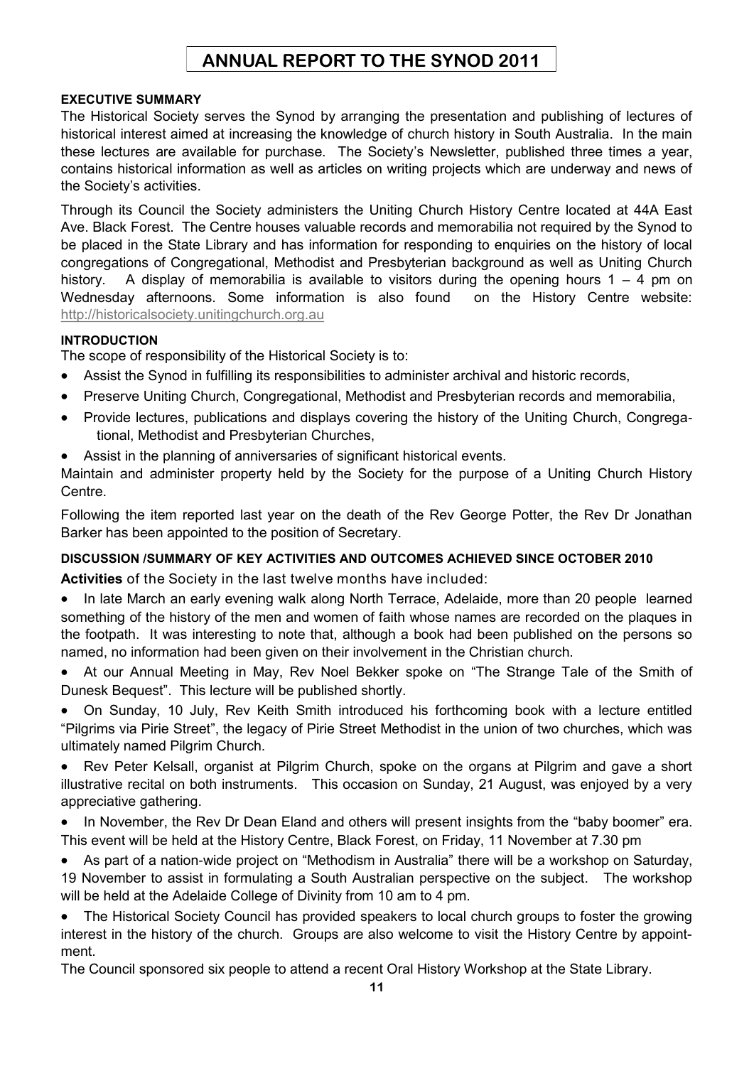# ANNUAL REPORT TO THE SYNOD 2011

**EXECUTIVE SUMMARY**

The Historical Society serves the Synod by arranging the presentation and publishing of lectures of historical interest aimed at increasing the knowledge of church history in South Australia. In the main these lectures are available for purchase. The Society's Newsletter, published three times a year, contains historical information as well as articles on writing projects which are underway and news of the Society's activities.

Through its Council the Society administers the Uniting Church History Centre located at 44A East Ave. Black Forest. The Centre houses valuable records and memorabilia not required by the Synod to be placed in the State Library and has information for responding to enquiries on the history of local congregations of Congregational, Methodist and Presbyterian background as well as Uniting Church history. A display of memorabilia is available to visitors during the opening hours 1 – 4 pm on Wednesday afternoons. Some information is also found on the History Centre website: http://historicalsociety.unitingchurch.org.au

**INTRODUCTION**

The scope of responsibility of the Historical Society is to:

- Assist the Synod in fulfilling its responsibilities to administer archival and historic records,
- Preserve Uniting Church, Congregational, Methodist and Presbyterian records and memorabilia,
- Provide lectures, publications and displays covering the history of the Uniting Church, Congregational, Methodist and Presbyterian Churches,
- Assist in the planning of anniversaries of significant historical events.

Maintain and administer property held by the Society for the purpose of a Uniting Church History Centre.

Following the item reported last year on the death of the Rev George Potter, the Rev Dr Jonathan Barker has been appointed to the position of Secretary.

**DISCUSSION /SUMMARY OF KEY ACTIVITIES AND OUTCOMES ACHIEVED SINCE OCTOBER 2010**

**Activities** of the Society in the last twelve months have included:

- In late March an early evening walk along North Terrace, Adelaide, more than 20 people learned something of the history of the men and women of faith whose names are recorded on the plaques in the footpath. It was interesting to note that, although a book had been published on the persons so named, no information had been given on their involvement in the Christian church.
- At our Annual Meeting in May, Rev Noel Bekker spoke on "The Strange Tale of the Smith of Dunesk Bequest". This lecture will be published shortly.
- On Sunday, 10 July, Rev Keith Smith introduced his forthcoming book with a lecture entitled "Pilgrims via Pirie Street", the legacy of Pirie Street Methodist in the union of two churches, which was ultimately named Pilgrim Church.
- Rev Peter Kelsall, organist at Pilgrim Church, spoke on the organs at Pilgrim and gave a short illustrative recital on both instruments. This occasion on Sunday, 21 August, was enjoyed by a very appreciative gathering.
- In November, the Rev Dr Dean Eland and others will present insights from the "baby boomer" era. This event will be held at the History Centre, Black Forest, on Friday, 11 November at 7.30 pm
- As part of a nation-wide project on "Methodism in Australia" there will be a workshop on Saturday, 19 November to assist in formulating a South Australian perspective on the subject. The workshop will be held at the Adelaide College of Divinity from 10 am to 4 pm.
- The Historical Society Council has provided speakers to local church groups to foster the growing interest in the history of the church. Groups are also welcome to visit the History Centre by appointment.

The Council sponsored six people to attend a recent Oral History Workshop at the State Library.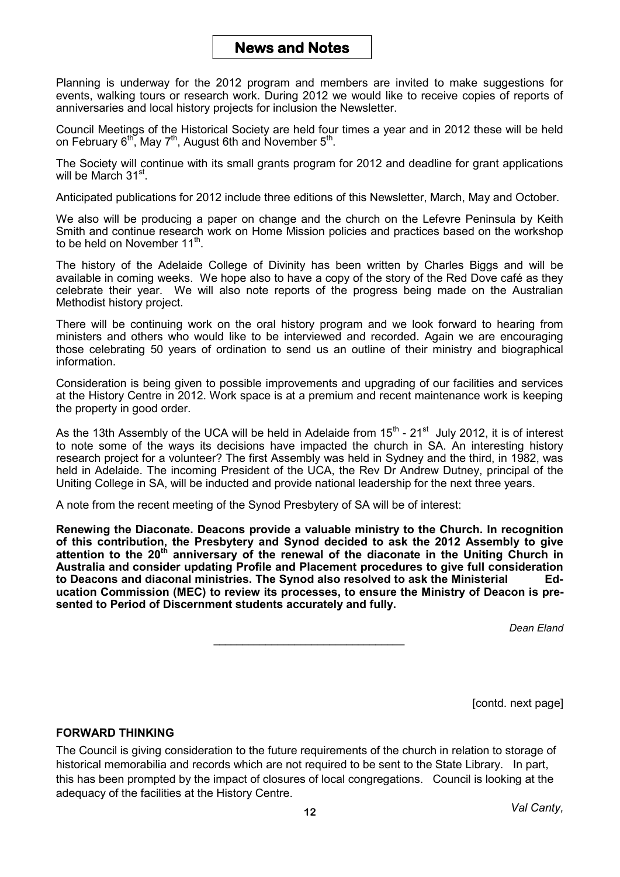# News and Notes

Planning is underway for the 2012 program and members are invited to make suggestions for events, walking tours or research work. During 2012 we would like to receive copies of reports of anniversaries and local history projects for inclusion the Newsletter.

Council Meetings of the Historical Society are held four times a year and in 2012 these will be held on February 6th, May 7th, August 6th and November 5th.

The Society will continue with its small grants program for 2012 and deadline for grant applications will be March 31st.

Anticipated publications for 2012 include three editions of this Newsletter, March, May and October.

We also will be producing a paper on change and the church on the Lefevre Peninsula by Keith Smith and continue research work on Home Mission policies and practices based on the workshop to be held on November 11th.

The history of the Adelaide College of Divinity has been written by Charles Biggs and will be available in coming weeks. We hope also to have a copy of the story of the Red Dove café as they celebrate their year. We will also note reports of the progress being made on the Australian Methodist history project.

There will be continuing work on the oral history program and we look forward to hearing from ministers and others who would like to be interviewed and recorded. Again we are encouraging those celebrating 50 years of ordination to send us an outline of their ministry and biographical information.

Consideration is being given to possible improvements and upgrading of our facilities and services at the History Centre in 2012. Work space is at a premium and recent maintenance work is keeping the property in good order.

As the 13th Assembly of the UCA will be held in Adelaide from 15th - 21st July 2012, it is of interest to note some of the ways its decisions have impacted the church in SA. An interesting history research project for a volunteer? The first Assembly was held in Sydney and the third, in 1982, was held in Adelaide. The incoming President of the UCA, the Rev Dr Andrew Dutney, principal of the Uniting College in SA, will be inducted and provide national leadership for the next three years.

A note from the recent meeting of the Synod Presbytery of SA will be of interest:

**Renewing the Diaconate. Deacons provide a valuable ministry to the Church. In recognition of this contribution, the Presbytery and Synod decided to ask the 2012 Assembly to give attention to the 20th anniversary of the renewal of the diaconate in the Uniting Church in Australia and consider updating Profile and Placement procedures to give full consideration to Deacons and diaconal ministries. The Synod also resolved to ask the Ministerial Education Commission (MEC) to review its processes, to ensure the Ministry of Deacon is presented to Period of Discernment students accurately and fully.**

*Dean Eland*

---

[contd. next page]

**FORWARD THINKING**

The Council is giving consideration to the future requirements of the church in relation to storage of historical memorabilia and records which are not required to be sent to the State Library. In part, this has been prompted by the impact of closures of local congregations. Council is looking at the adequacy of the facilities at the History Centre.

*Val Canty,*